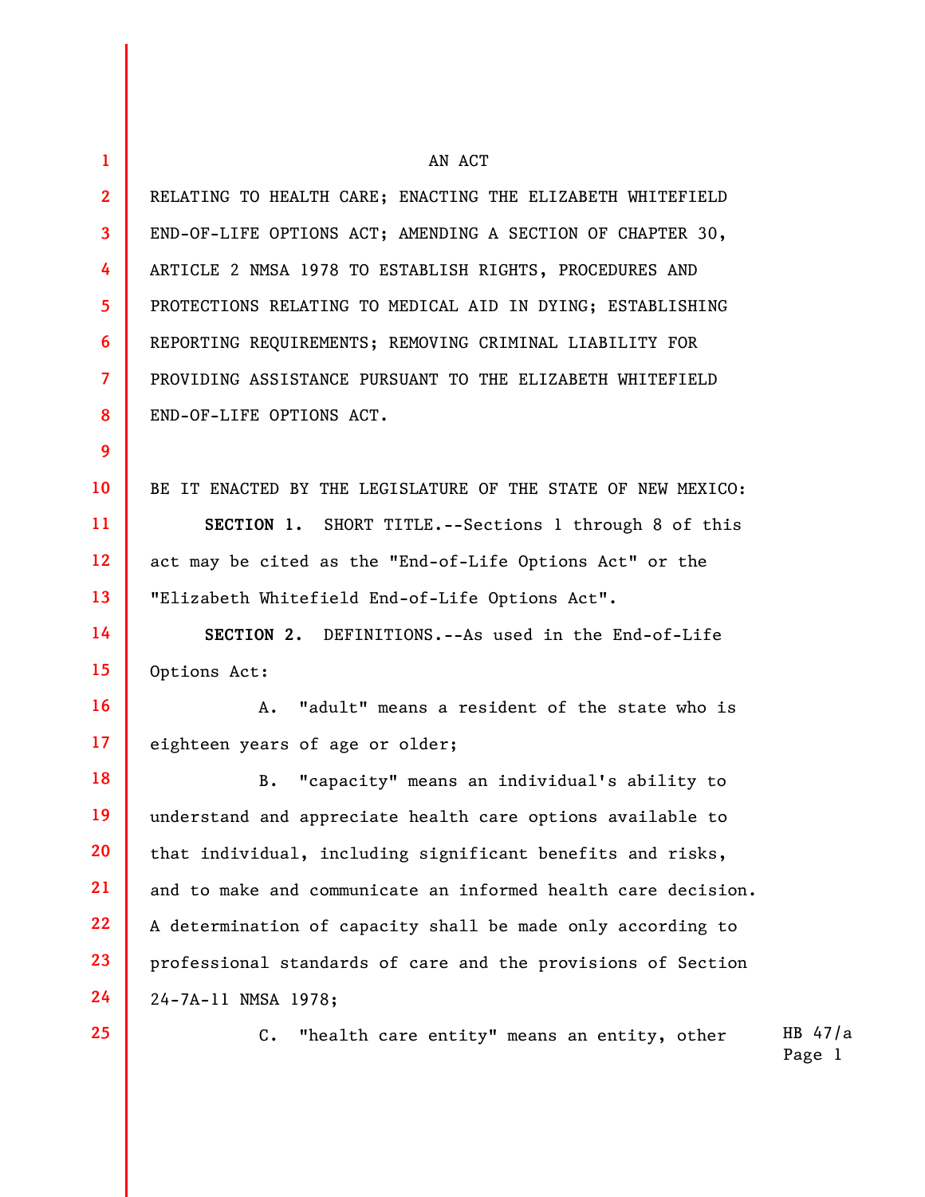AN ACT

RELATING TO HEALTH CARE; ENACTING THE ELIZABETH WHITEFIELD END-OF-LIFE OPTIONS ACT; AMENDING A SECTION OF CHAPTER 30, ARTICLE 2 NMSA 1978 TO ESTABLISH RIGHTS, PROCEDURES AND PROTECTIONS RELATING TO MEDICAL AID IN DYING; ESTABLISHING REPORTING REQUIREMENTS; REMOVING CRIMINAL LIABILITY FOR PROVIDING ASSISTANCE PURSUANT TO THE ELIZABETH WHITEFIELD END-OF-LIFE OPTIONS ACT.

BE IT ENACTED BY THE LEGISLATURE OF THE STATE OF NEW MEXICO:

**SECTION 1.** SHORT TITLE.--Sections 1 through 8 of this act may be cited as the "End-of-Life Options Act" or the "Elizabeth Whitefield End-of-Life Options Act".

**SECTION 2.** DEFINITIONS.--As used in the End-of-Life Options Act:

A. "adult" means a resident of the state who is eighteen years of age or older;

B. "capacity" means an individual's ability to understand and appreciate health care options available to that individual, including significant benefits and risks, and to make and communicate an informed health care decision. A determination of capacity shall be made only according to professional standards of care and the provisions of Section 24-7A-11 NMSA 1978;

C. "health care entity" means an entity, other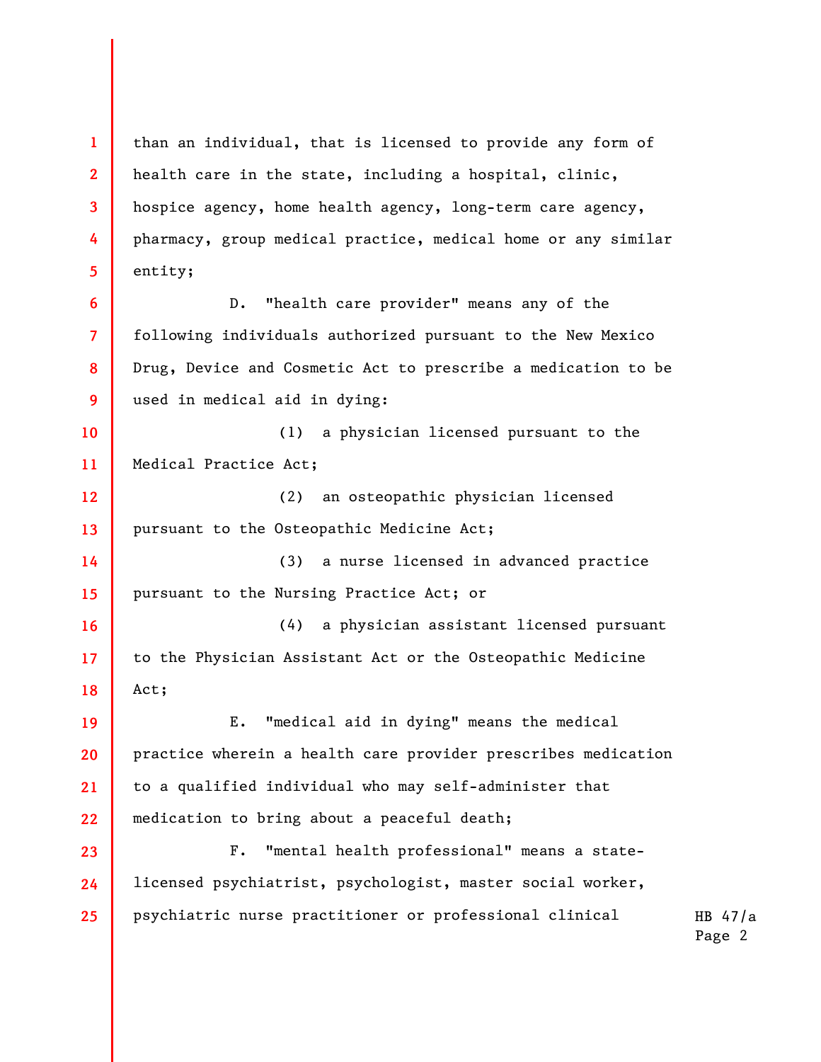than an individual, that is licensed to provide any form of health care in the state, including a hospital, clinic, hospice agency, home health agency, long-term care agency, pharmacy, group medical practice, medical home or any similar entity;

D. "health care provider" means any of the following individuals authorized pursuant to the New Mexico Drug, Device and Cosmetic Act to prescribe a medication to be used in medical aid in dying:

(1) a physician licensed pursuant to the Medical Practice Act;

(2) an osteopathic physician licensed pursuant to the Osteopathic Medicine Act;

(3) a nurse licensed in advanced practice pursuant to the Nursing Practice Act; or

(4) a physician assistant licensed pursuant to the Physician Assistant Act or the Osteopathic Medicine Act;

E. "medical aid in dying" means the medical practice wherein a health care provider prescribes medication to a qualified individual who may self-administer that medication to bring about a peaceful death;

F. "mental health professional" means a state-licensed psychiatrist, psychologist, master social worker, psychiatric nurse practitioner or professional clinical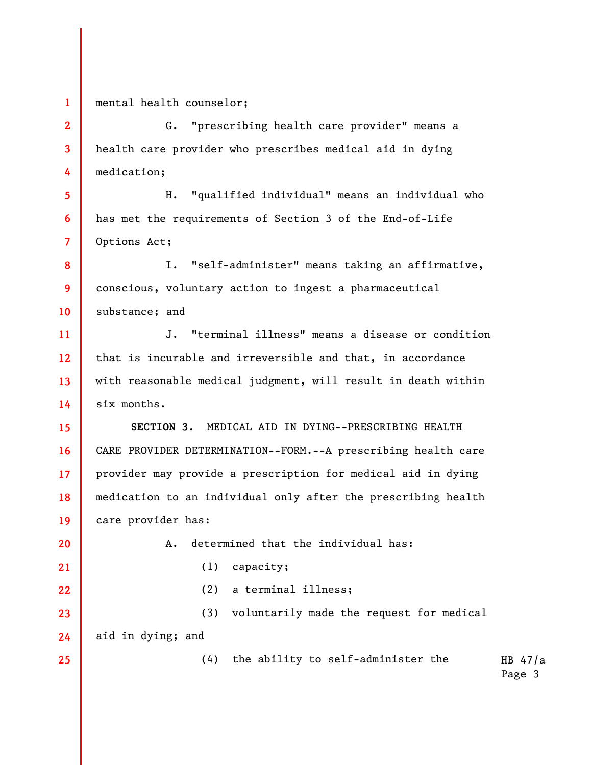mental health counselor;

G. "prescribing health care provider" means a health care provider who prescribes medical aid in dying medication;

H. "qualified individual" means an individual who has met the requirements of Section 3 of the End-of-Life Options Act;

I. "self-administer" means taking an affirmative, conscious, voluntary action to ingest a pharmaceutical substance; and

J. "terminal illness" means a disease or condition that is incurable and irreversible and that, in accordance with reasonable medical judgment, will result in death within six months.

**SECTION 3.** MEDICAL AID IN DYING--PRESCRIBING HEALTH CARE PROVIDER DETERMINATION--FORM.--A prescribing health care provider may provide a prescription for medical aid in dying medication to an individual only after the prescribing health care provider has:

A. determined that the individual has:

(1) capacity;

(2) a terminal illness;

(3) voluntarily made the request for medical aid in dying; and

(4) the ability to self-administer the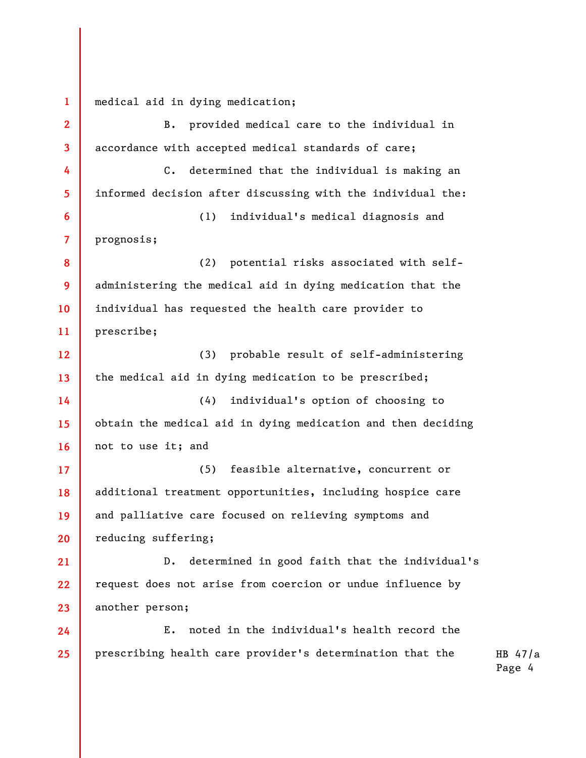medical aid in dying medication;

B. provided medical care to the individual in accordance with accepted medical standards of care;

C. determined that the individual is making an informed decision after discussing with the individual the:

(1) individual's medical diagnosis and prognosis;

(2) potential risks associated with self-administering the medical aid in dying medication that the individual has requested the health care provider to prescribe;

(3) probable result of self-administering the medical aid in dying medication to be prescribed;

(4) individual's option of choosing to obtain the medical aid in dying medication and then deciding not to use it; and

(5) feasible alternative, concurrent or additional treatment opportunities, including hospice care and palliative care focused on relieving symptoms and reducing suffering;

D. determined in good faith that the individual's request does not arise from coercion or undue influence by another person;

E. noted in the individual's health record the prescribing health care provider's determination that the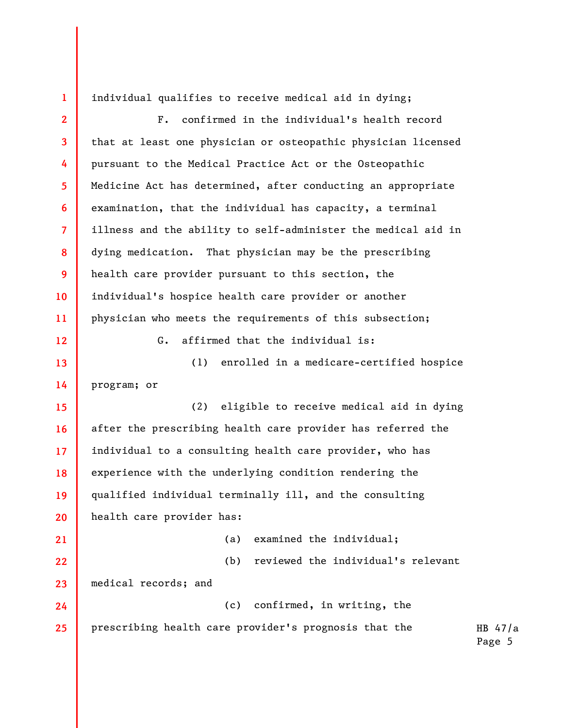individual qualifies to receive medical aid in dying;

F. confirmed in the individual's health record that at least one physician or osteopathic physician licensed pursuant to the Medical Practice Act or the Osteopathic Medicine Act has determined, after conducting an appropriate examination, that the individual has capacity, a terminal illness and the ability to self-administer the medical aid in dying medication. That physician may be the prescribing health care provider pursuant to this section, the individual's hospice health care provider or another physician who meets the requirements of this subsection;

G. affirmed that the individual is:

(1) enrolled in a medicare-certified hospice program; or

(2) eligible to receive medical aid in dying after the prescribing health care provider has referred the individual to a consulting health care provider, who has experience with the underlying condition rendering the qualified individual terminally ill, and the consulting health care provider has:

(a) examined the individual;

(b) reviewed the individual's relevant medical records; and

(c) confirmed, in writing, the prescribing health care provider's prognosis that the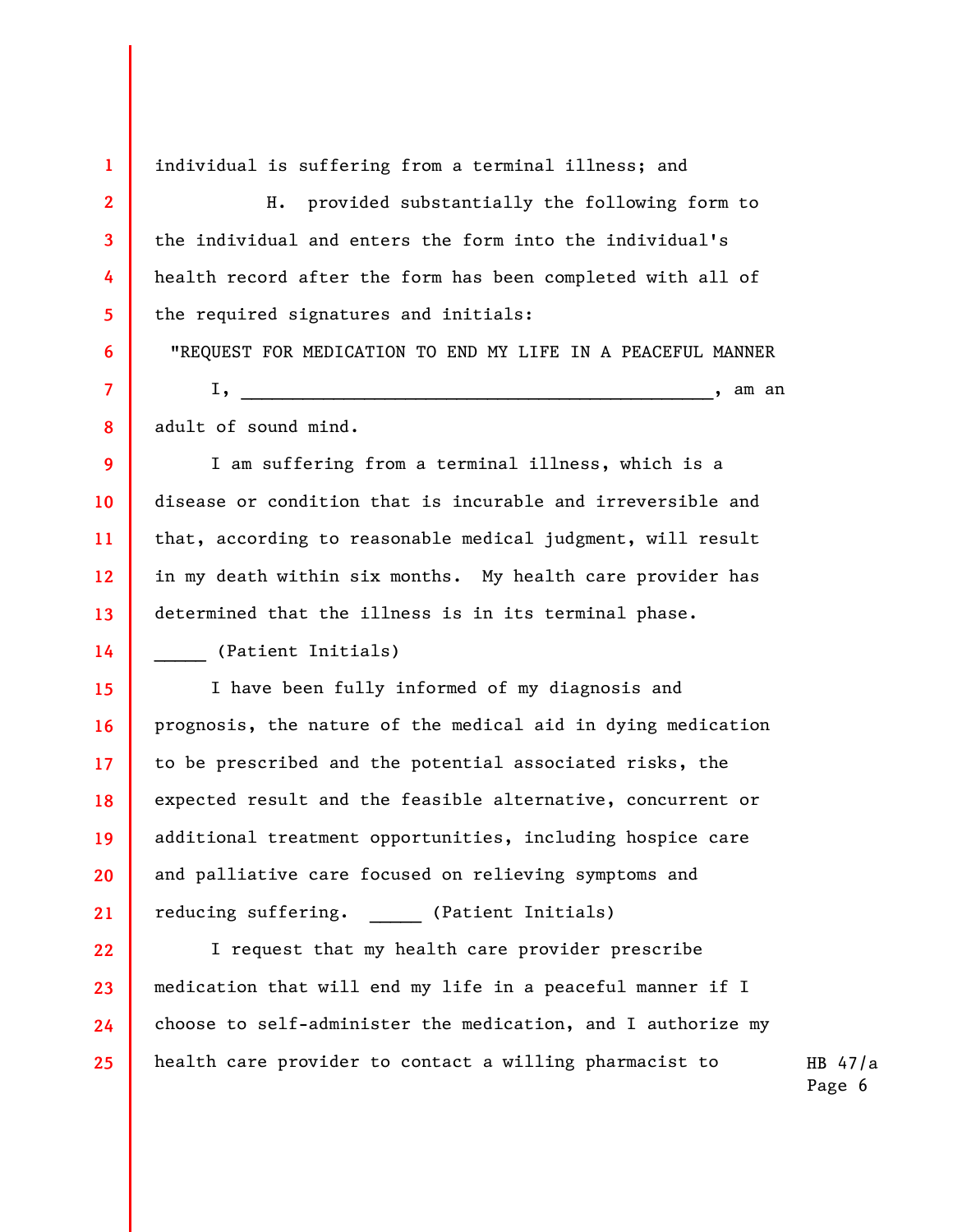individual is suffering from a terminal illness; and

H. provided substantially the following form to the individual and enters the form into the individual's health record after the form has been completed with all of the required signatures and initials:

"REQUEST FOR MEDICATION TO END MY LIFE IN A PEACEFUL MANNER

I, _____________________________________________, am an adult of sound mind.

I am suffering from a terminal illness, which is a disease or condition that is incurable and irreversible and that, according to reasonable medical judgment, will result in my death within six months. My health care provider has determined that the illness is in its terminal phase.
_____ (Patient Initials)

I have been fully informed of my diagnosis and prognosis, the nature of the medical aid in dying medication to be prescribed and the potential associated risks, the expected result and the feasible alternative, concurrent or additional treatment opportunities, including hospice care and palliative care focused on relieving symptoms and reducing suffering. _____ (Patient Initials)

I request that my health care provider prescribe medication that will end my life in a peaceful manner if I choose to self-administer the medication, and I authorize my health care provider to contact a willing pharmacist to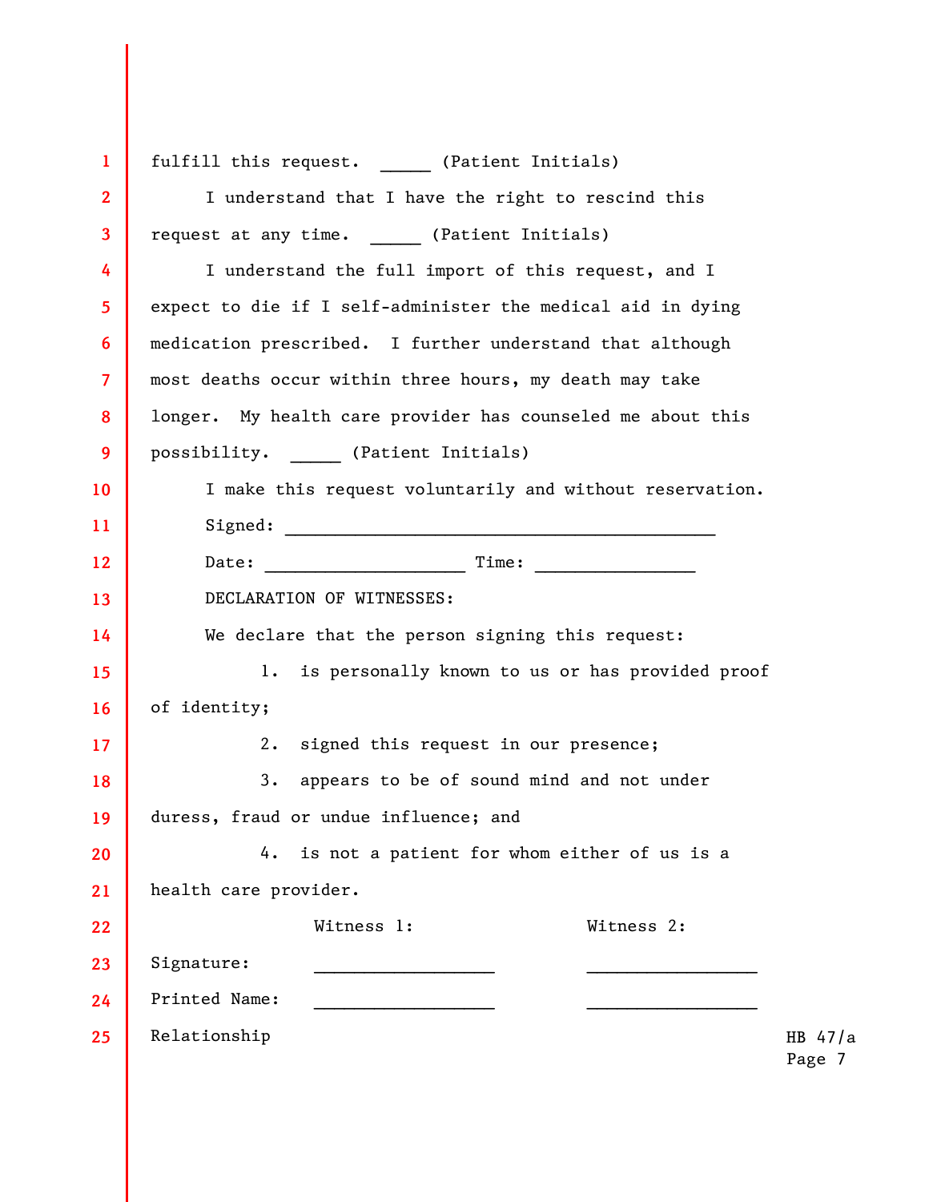fulfill this request. _____ (Patient Initials)

I understand that I have the right to rescind this request at any time. _____ (Patient Initials)

I understand the full import of this request, and I expect to die if I self-administer the medical aid in dying medication prescribed. I further understand that although most deaths occur within three hours, my death may take longer. My health care provider has counseled me about this possibility. _____ (Patient Initials)

I make this request voluntarily and without reservation.

Signed: ____________________________________________

Date: ____________________ Time: ________________

DECLARATION OF WITNESSES:

We declare that the person signing this request:

1. is personally known to us or has provided proof of identity;

2. signed this request in our presence;

3. appears to be of sound mind and not under duress, fraud or undue influence; and

4. is not a patient for whom either of us is a health care provider.

| | Witness 1: | Witness 2: |
|---|---|---|
| Signature: | __________________ | _________________ |
| Printed Name: | __________________ | _________________ |
| Relationship | | |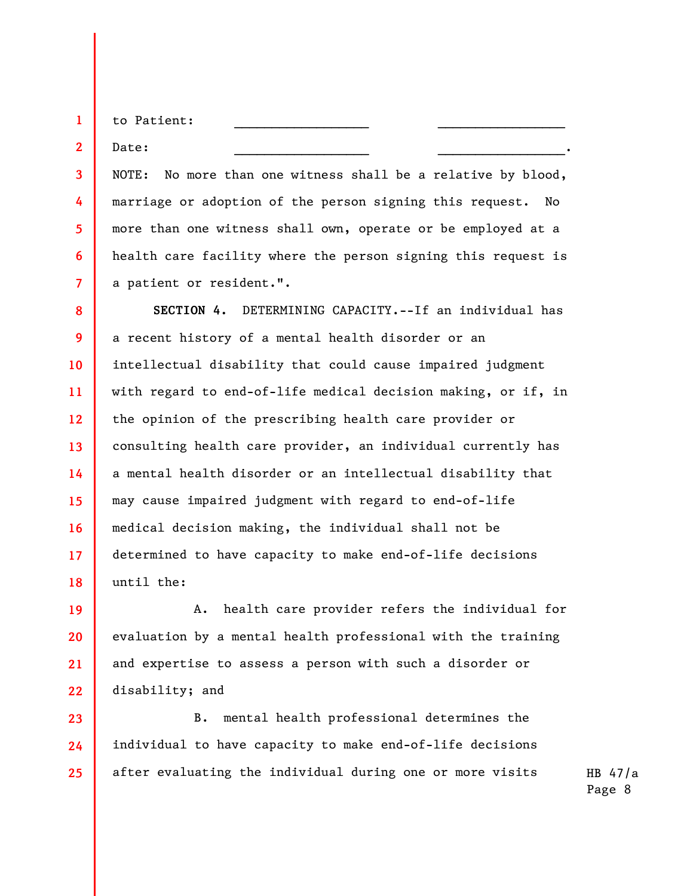to Patient: \_\_\_\_\_\_\_\_\_\_\_\_\_\_\_\_\_\_ \_\_\_\_\_\_\_\_\_\_\_\_\_\_\_\_\_

Date: \_\_\_\_\_\_\_\_\_\_\_\_\_\_\_\_\_\_ \_\_\_\_\_\_\_\_\_\_\_\_\_\_\_\_\_.

NOTE: No more than one witness shall be a relative by blood, marriage or adoption of the person signing this request. No more than one witness shall own, operate or be employed at a health care facility where the person signing this request is a patient or resident.".

**SECTION 4.** DETERMINING CAPACITY.--If an individual has a recent history of a mental health disorder or an intellectual disability that could cause impaired judgment with regard to end-of-life medical decision making, or if, in the opinion of the prescribing health care provider or consulting health care provider, an individual currently has a mental health disorder or an intellectual disability that may cause impaired judgment with regard to end-of-life medical decision making, the individual shall not be determined to have capacity to make end-of-life decisions until the:

A. health care provider refers the individual for evaluation by a mental health professional with the training and expertise to assess a person with such a disorder or disability; and

B. mental health professional determines the individual to have capacity to make end-of-life decisions after evaluating the individual during one or more visits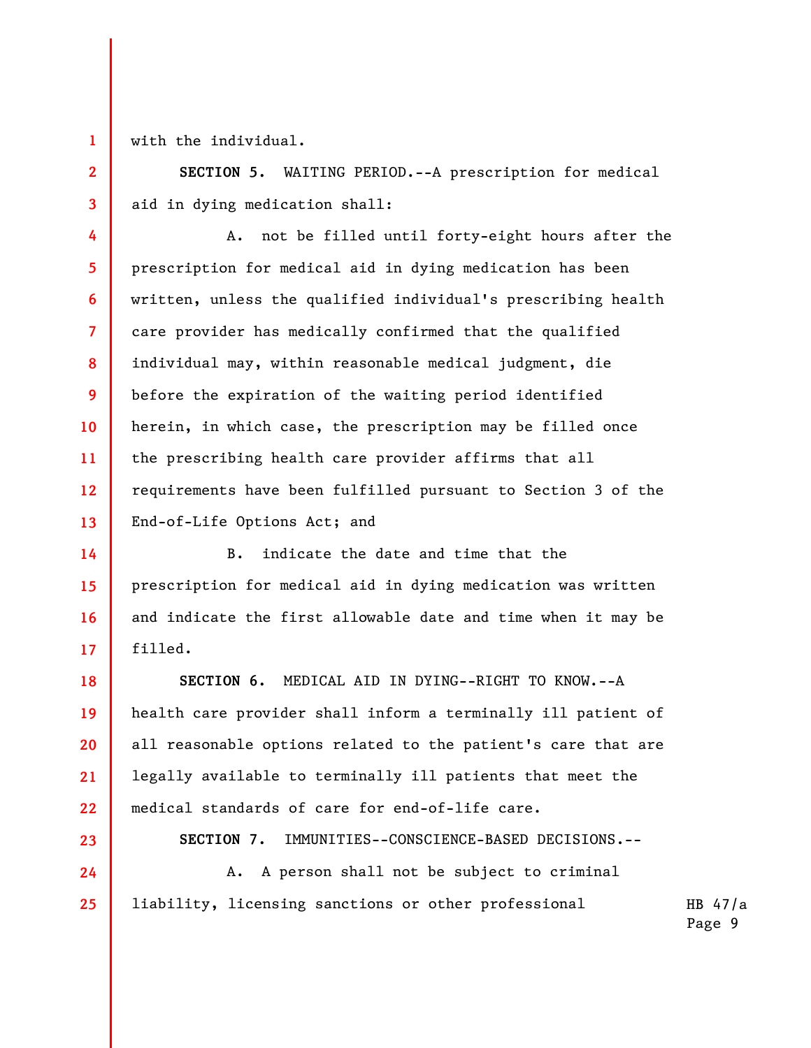with the individual.

**SECTION 5.** WAITING PERIOD.--A prescription for medical aid in dying medication shall:

A. not be filled until forty-eight hours after the prescription for medical aid in dying medication has been written, unless the qualified individual's prescribing health care provider has medically confirmed that the qualified individual may, within reasonable medical judgment, die before the expiration of the waiting period identified herein, in which case, the prescription may be filled once the prescribing health care provider affirms that all requirements have been fulfilled pursuant to Section 3 of the End-of-Life Options Act; and

B. indicate the date and time that the prescription for medical aid in dying medication was written and indicate the first allowable date and time when it may be filled.

**SECTION 6.** MEDICAL AID IN DYING--RIGHT TO KNOW.--A health care provider shall inform a terminally ill patient of all reasonable options related to the patient's care that are legally available to terminally ill patients that meet the medical standards of care for end-of-life care.

**SECTION 7.** IMMUNITIES--CONSCIENCE-BASED DECISIONS.--

A. A person shall not be subject to criminal liability, licensing sanctions or other professional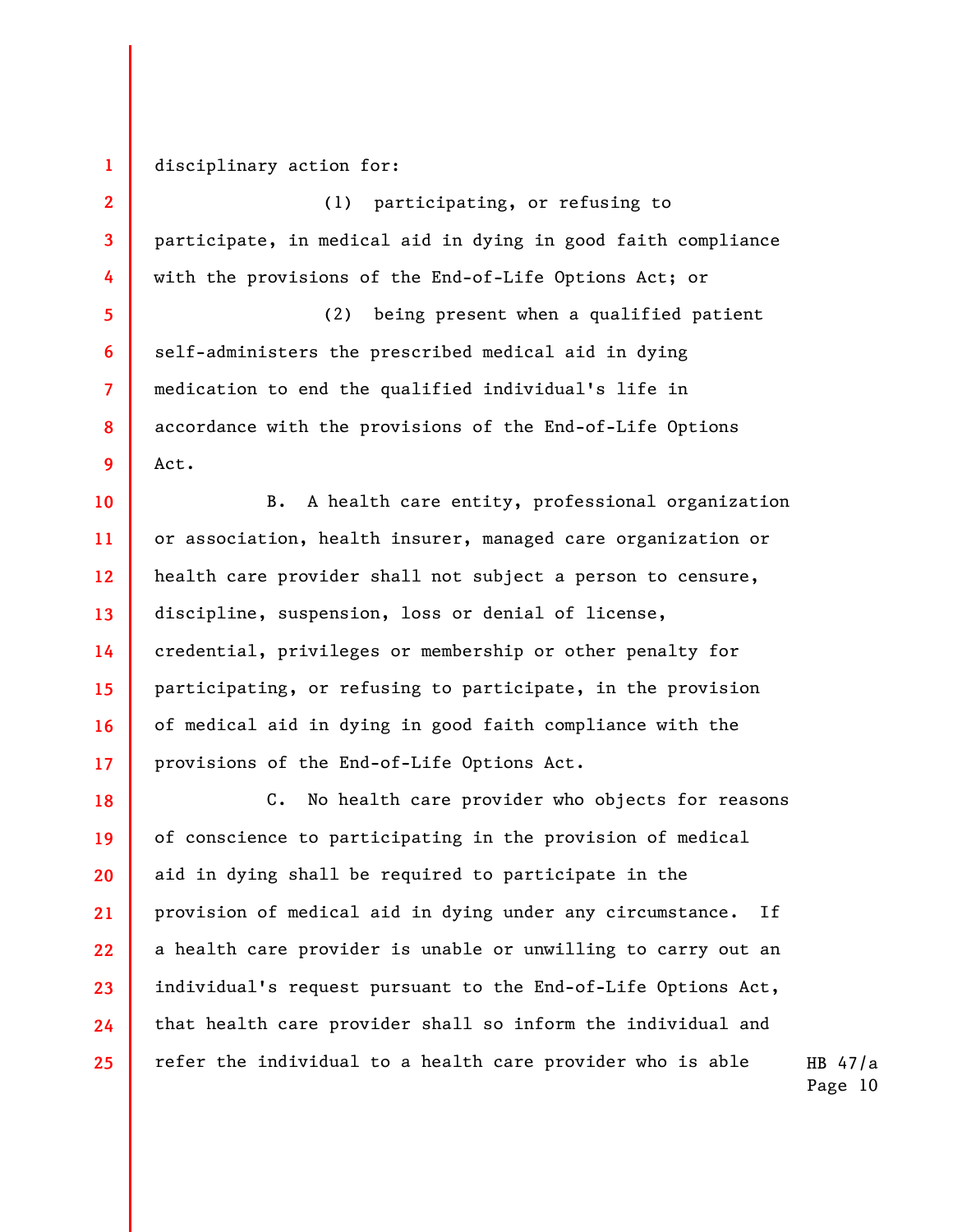disciplinary action for:

(1) participating, or refusing to participate, in medical aid in dying in good faith compliance with the provisions of the End-of-Life Options Act; or

(2) being present when a qualified patient self-administers the prescribed medical aid in dying medication to end the qualified individual's life in accordance with the provisions of the End-of-Life Options Act.

B. A health care entity, professional organization or association, health insurer, managed care organization or health care provider shall not subject a person to censure, discipline, suspension, loss or denial of license, credential, privileges or membership or other penalty for participating, or refusing to participate, in the provision of medical aid in dying in good faith compliance with the provisions of the End-of-Life Options Act.

C. No health care provider who objects for reasons of conscience to participating in the provision of medical aid in dying shall be required to participate in the provision of medical aid in dying under any circumstance. If a health care provider is unable or unwilling to carry out an individual's request pursuant to the End-of-Life Options Act, that health care provider shall so inform the individual and refer the individual to a health care provider who is able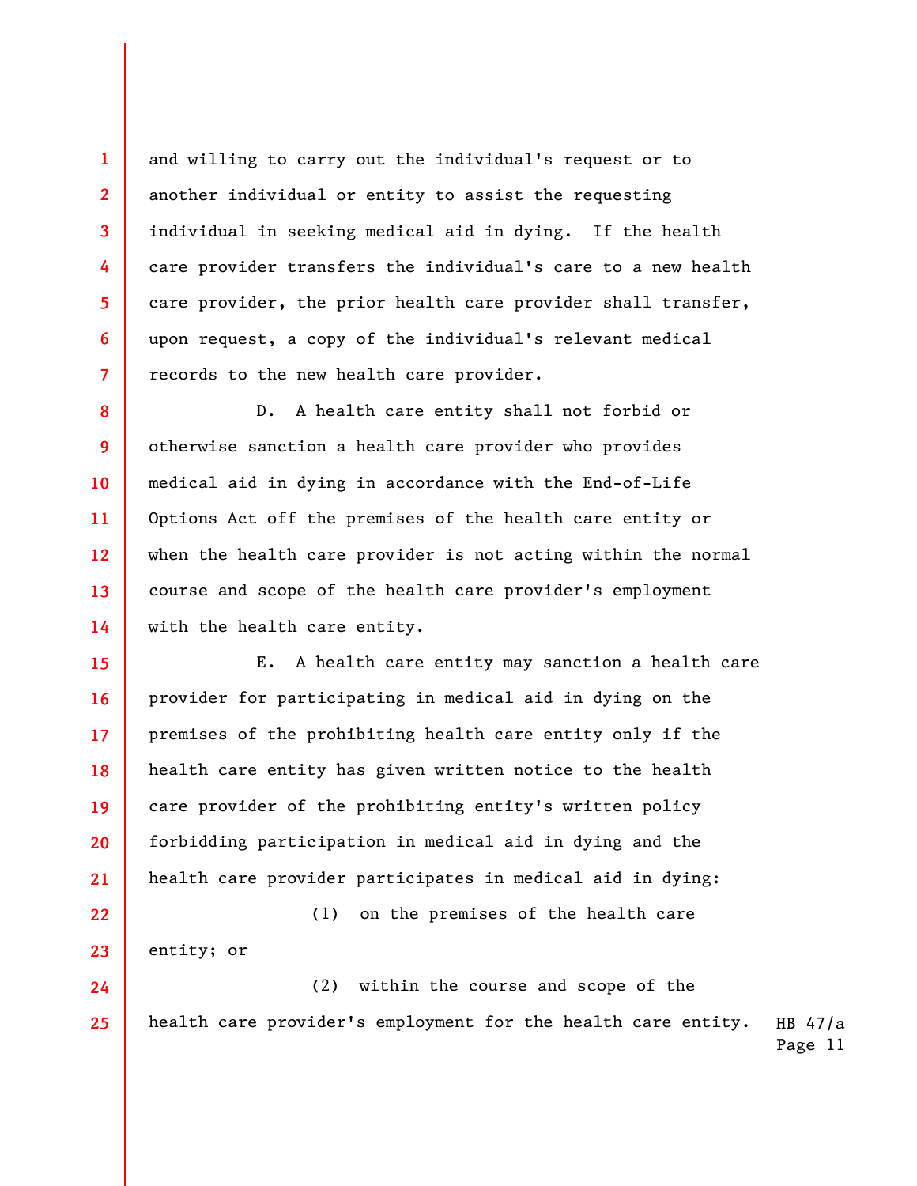and willing to carry out the individual's request or to another individual or entity to assist the requesting individual in seeking medical aid in dying. If the health care provider transfers the individual's care to a new health care provider, the prior health care provider shall transfer, upon request, a copy of the individual's relevant medical records to the new health care provider.

D. A health care entity shall not forbid or otherwise sanction a health care provider who provides medical aid in dying in accordance with the End-of-Life Options Act off the premises of the health care entity or when the health care provider is not acting within the normal course and scope of the health care provider's employment with the health care entity.

E. A health care entity may sanction a health care provider for participating in medical aid in dying on the premises of the prohibiting health care entity only if the health care entity has given written notice to the health care provider of the prohibiting entity's written policy forbidding participation in medical aid in dying and the health care provider participates in medical aid in dying:

(1) on the premises of the health care entity; or

(2) within the course and scope of the health care provider's employment for the health care entity.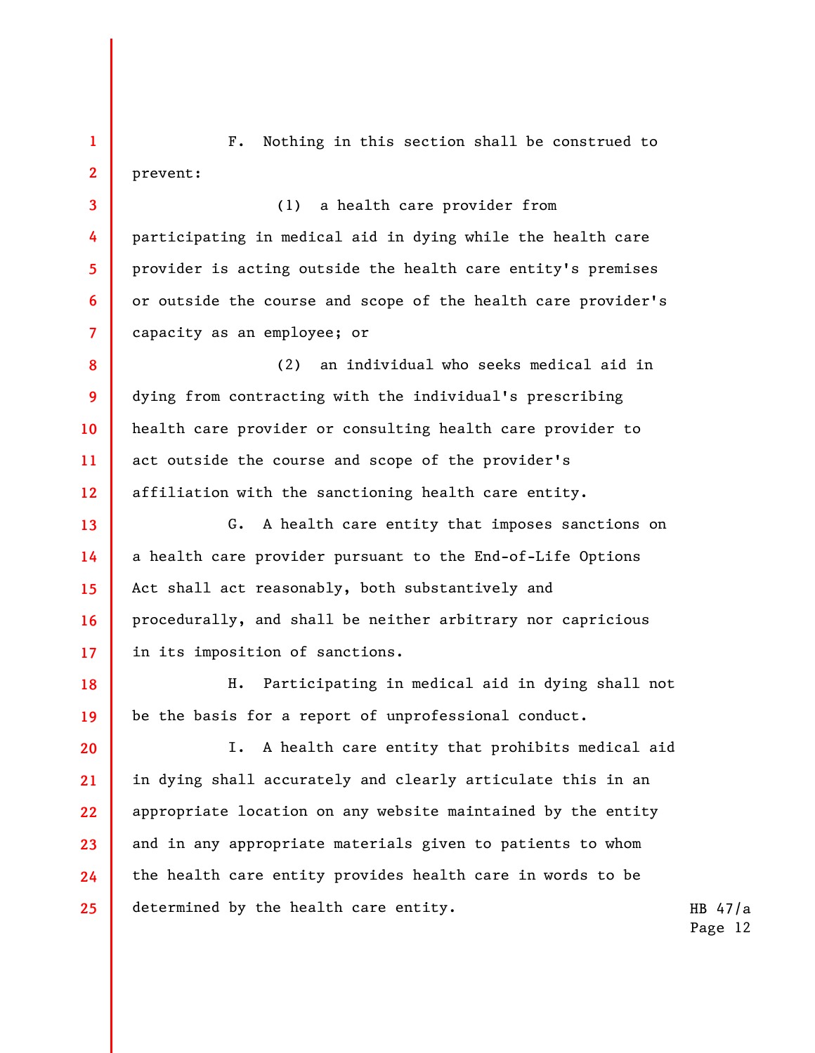F. Nothing in this section shall be construed to prevent:

(1) a health care provider from participating in medical aid in dying while the health care provider is acting outside the health care entity's premises or outside the course and scope of the health care provider's capacity as an employee; or

(2) an individual who seeks medical aid in dying from contracting with the individual's prescribing health care provider or consulting health care provider to act outside the course and scope of the provider's affiliation with the sanctioning health care entity.

G. A health care entity that imposes sanctions on a health care provider pursuant to the End-of-Life Options Act shall act reasonably, both substantively and procedurally, and shall be neither arbitrary nor capricious in its imposition of sanctions.

H. Participating in medical aid in dying shall not be the basis for a report of unprofessional conduct.

I. A health care entity that prohibits medical aid in dying shall accurately and clearly articulate this in an appropriate location on any website maintained by the entity and in any appropriate materials given to patients to whom the health care entity provides health care in words to be determined by the health care entity.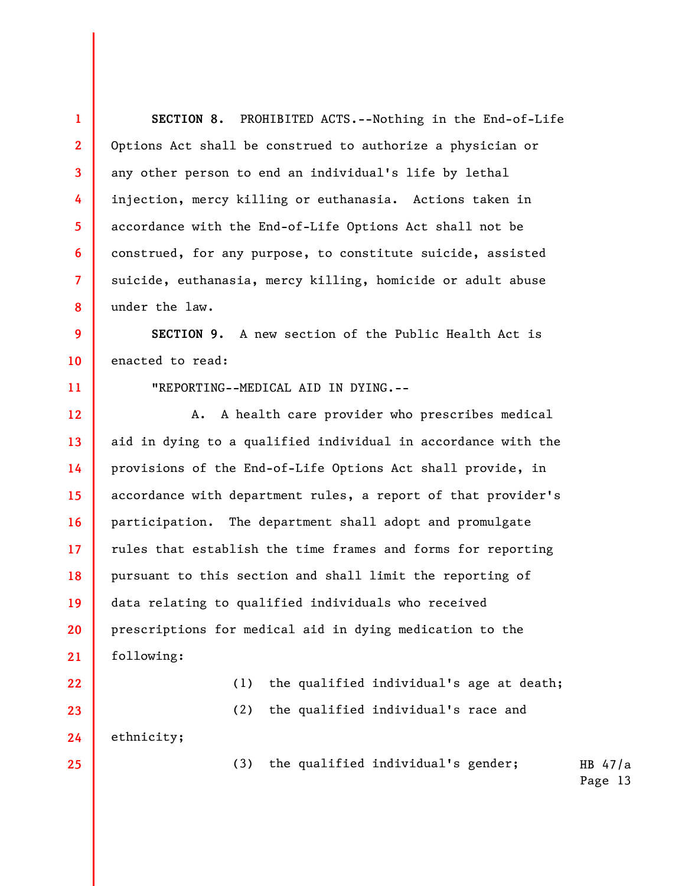**SECTION 8.** PROHIBITED ACTS.--Nothing in the End-of-Life Options Act shall be construed to authorize a physician or any other person to end an individual's life by lethal injection, mercy killing or euthanasia. Actions taken in accordance with the End-of-Life Options Act shall not be construed, for any purpose, to constitute suicide, assisted suicide, euthanasia, mercy killing, homicide or adult abuse under the law.

**SECTION 9.** A new section of the Public Health Act is enacted to read:

"REPORTING--MEDICAL AID IN DYING.--

A. A health care provider who prescribes medical aid in dying to a qualified individual in accordance with the provisions of the End-of-Life Options Act shall provide, in accordance with department rules, a report of that provider's participation. The department shall adopt and promulgate rules that establish the time frames and forms for reporting pursuant to this section and shall limit the reporting of data relating to qualified individuals who received prescriptions for medical aid in dying medication to the following:

(1) the qualified individual's age at death;

(2) the qualified individual's race and ethnicity;

(3) the qualified individual's gender;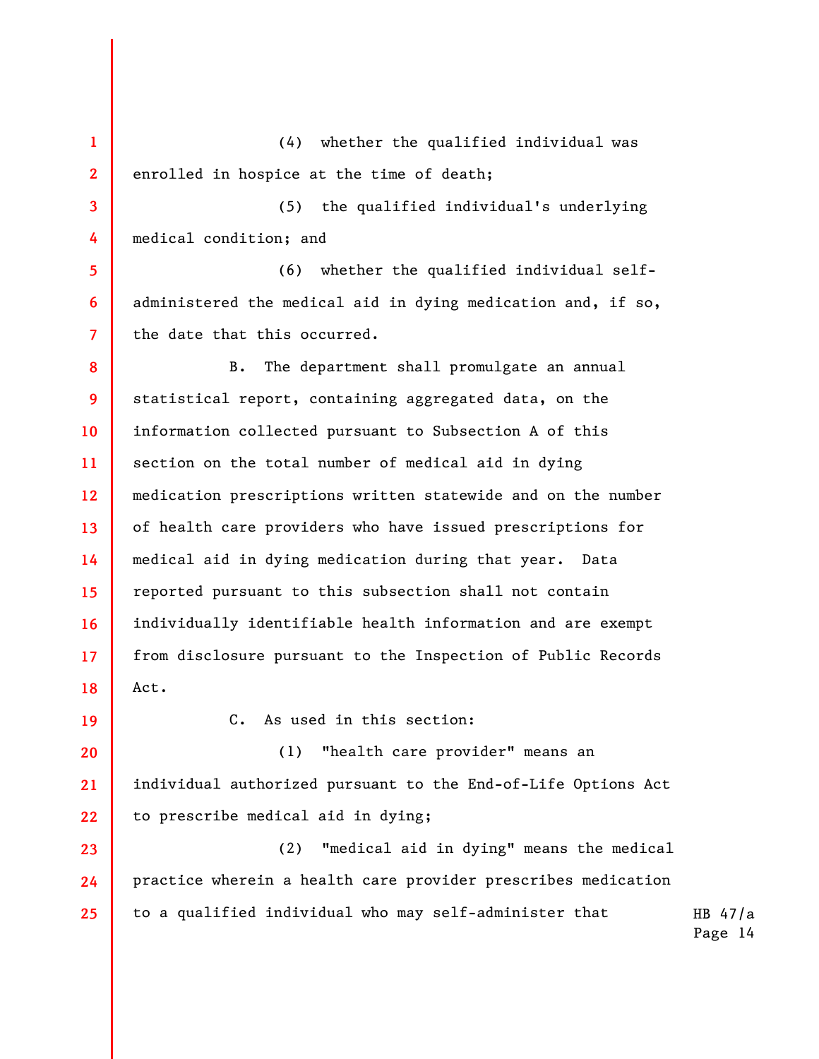(4) whether the qualified individual was enrolled in hospice at the time of death;

(5) the qualified individual's underlying medical condition; and

(6) whether the qualified individual self-administered the medical aid in dying medication and, if so, the date that this occurred.

B. The department shall promulgate an annual statistical report, containing aggregated data, on the information collected pursuant to Subsection A of this section on the total number of medical aid in dying medication prescriptions written statewide and on the number of health care providers who have issued prescriptions for medical aid in dying medication during that year. Data reported pursuant to this subsection shall not contain individually identifiable health information and are exempt from disclosure pursuant to the Inspection of Public Records Act.

C. As used in this section:

(1) "health care provider" means an individual authorized pursuant to the End-of-Life Options Act to prescribe medical aid in dying;

(2) "medical aid in dying" means the medical practice wherein a health care provider prescribes medication to a qualified individual who may self-administer that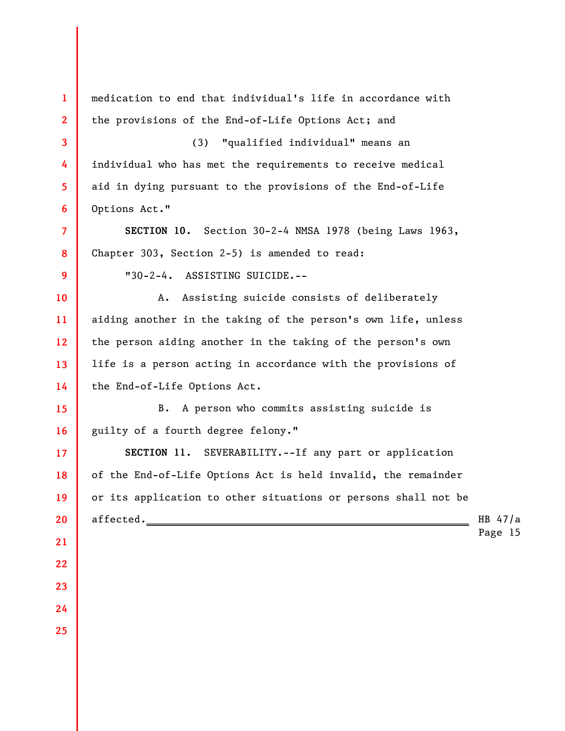medication to end that individual's life in accordance with the provisions of the End-of-Life Options Act; and

(3) "qualified individual" means an individual who has met the requirements to receive medical aid in dying pursuant to the provisions of the End-of-Life Options Act."

**SECTION 10.** Section 30-2-4 NMSA 1978 (being Laws 1963, Chapter 303, Section 2-5) is amended to read:

"30-2-4. ASSISTING SUICIDE.--

A. Assisting suicide consists of deliberately aiding another in the taking of the person's own life, unless the person aiding another in the taking of the person's own life is a person acting in accordance with the provisions of the End-of-Life Options Act.

B. A person who commits assisting suicide is guilty of a fourth degree felony."

**SECTION 11.** SEVERABILITY.--If any part or application of the End-of-Life Options Act is held invalid, the remainder or its application to other situations or persons shall not be affected.